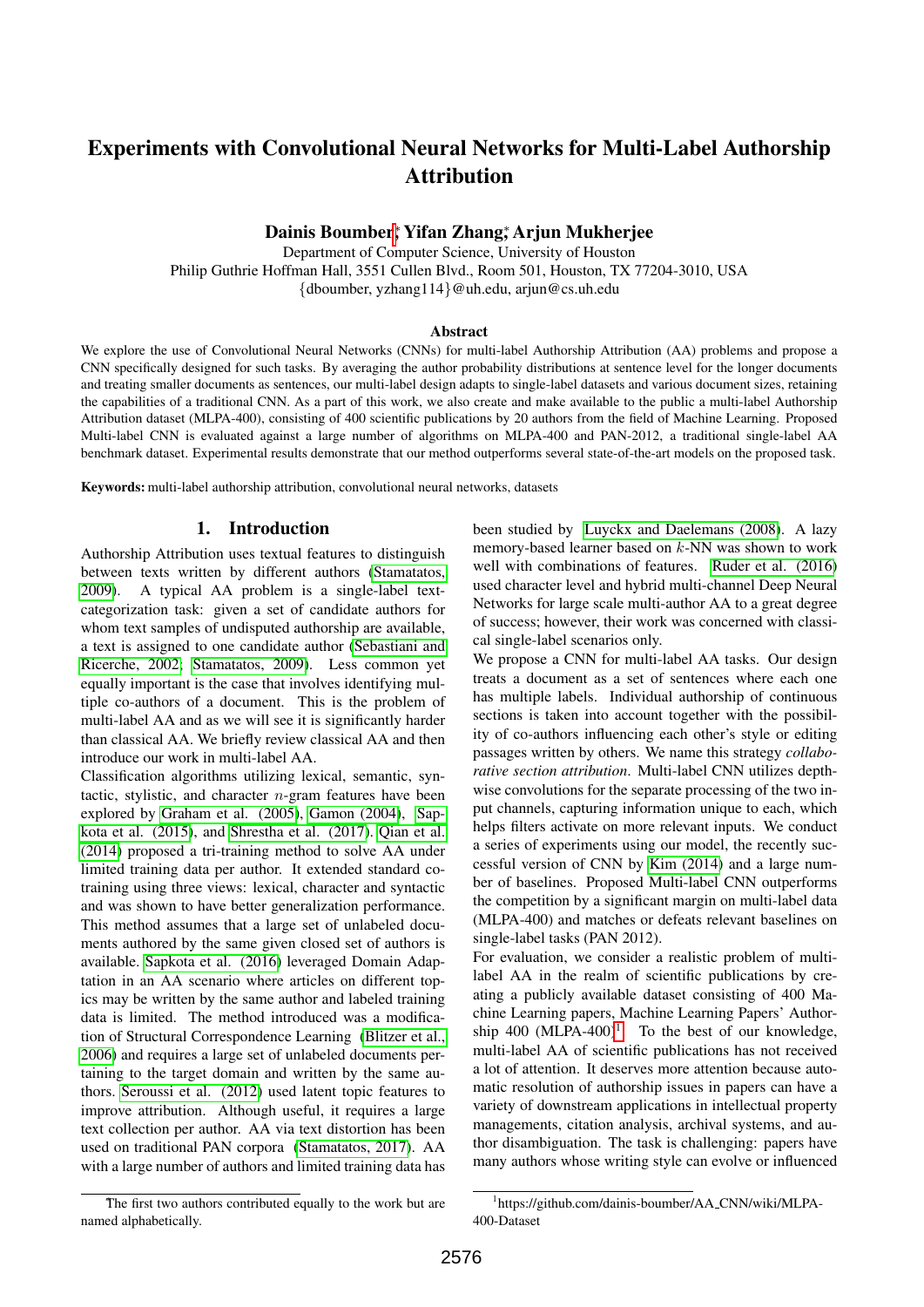# Experiments with Convolutional Neural Networks for Multi-Label Authorship Attribution

**Dainis Boumber[*], Yifan Zhang[*], Arjun Mukherjee**

Department of Computer Science, University of Houston
Philip Guthrie Hoffman Hall, 3551 Cullen Blvd., Room 501, Houston, TX 77204-3010, USA
{dboumber, yzhang114}@uh.edu, arjun@cs.uh.edu

## Abstract

We explore the use of Convolutional Neural Networks (CNNs) for multi-label Authorship Attribution (AA) problems and propose a CNN specifically designed for such tasks. By averaging the author probability distributions at sentence level for the longer documents and treating smaller documents as sentences, our multi-label design adapts to single-label datasets and various document sizes, retaining the capabilities of a traditional CNN. As a part of this work, we also create and make available to the public a multi-label Authorship Attribution dataset (MLPA-400), consisting of 400 scientific publications by 20 authors from the field of Machine Learning. Proposed Multi-label CNN is evaluated against a large number of algorithms on MLPA-400 and PAN-2012, a traditional single-label AA benchmark dataset. Experimental results demonstrate that our method outperforms several state-of-the-art models on the proposed task.

**Keywords:** multi-label authorship attribution, convolutional neural networks, datasets

## 1. Introduction

Authorship Attribution uses textual features to distinguish between texts written by different authors (Stamatatos, 2009). A typical AA problem is a single-label text-categorization task: given a set of candidate authors for whom text samples of undisputed authorship are available, a text is assigned to one candidate author (Sebastiani and Ricerche, 2002; Stamatatos, 2009). Less common yet equally important is the case that involves identifying multiple co-authors of a document. This is the problem of multi-label AA and as we will see it is significantly harder than classical AA. We briefly review classical AA and then introduce our work in multi-label AA.

Classification algorithms utilizing lexical, semantic, syntactic, stylistic, and character $n$-gram features have been explored by Graham et al. (2005), Gamon (2004), Sapkota et al. (2015), and Shrestha et al. (2017). Qian et al. (2014) proposed a tri-training method to solve AA under limited training data per author. It extended standard co-training using three views: lexical, character and syntactic and was shown to have better generalization performance. This method assumes that a large set of unlabeled documents authored by the same given closed set of authors is available. Sapkota et al. (2016) leveraged Domain Adaptation in an AA scenario where articles on different topics may be written by the same author and labeled training data is limited. The method introduced was a modification of Structural Correspondence Learning (Blitzer et al., 2006) and requires a large set of unlabeled documents pertaining to the target domain and written by the same authors. Seroussi et al. (2012) used latent topic features to improve attribution. Although useful, it requires a large text collection per author. AA via text distortion has been used on traditional PAN corpora (Stamatatos, 2017). AA with a large number of authors and limited training data has been studied by Luyckx and Daelemans (2008). A lazy memory-based learner based on $k$-NN was shown to work well with combinations of features. Ruder et al. (2016) used character level and hybrid multi-channel Deep Neural Networks for large scale multi-author AA to a great degree of success; however, their work was concerned with classical single-label scenarios only.

We propose a CNN for multi-label AA tasks. Our design treats a document as a set of sentences where each one has multiple labels. Individual authorship of continuous sections is taken into account together with the possibility of co-authors influencing each other's style or editing passages written by others. We name this strategy *collaborative section attribution*. Multi-label CNN utilizes depth-wise convolutions for the separate processing of the two input channels, capturing information unique to each, which helps filters activate on more relevant inputs. We conduct a series of experiments using our model, the recently successful version of CNN by Kim (2014) and a large number of baselines. Proposed Multi-label CNN outperforms the competition by a significant margin on multi-label data (MLPA-400) and matches or defeats relevant baselines on single-label tasks (PAN 2012).

For evaluation, we consider a realistic problem of multi-label AA in the realm of scientific publications by creating a publicly available dataset consisting of 400 Machine Learning papers, Machine Learning Papers' Authorship 400 (MLPA-400)[1]. To the best of our knowledge, multi-label AA of scientific publications has not received a lot of attention. It deserves more attention because automatic resolution of authorship issues in papers can have a variety of downstream applications in intellectual property managements, citation analysis, archival systems, and author disambiguation. The task is challenging: papers have many authors whose writing style can evolve or influenced

---

[*] The first two authors contributed equally to the work but are named alphabetically.

[1] https://github.com/dainis-boumber/AA_CNN/wiki/MLPA-400-Dataset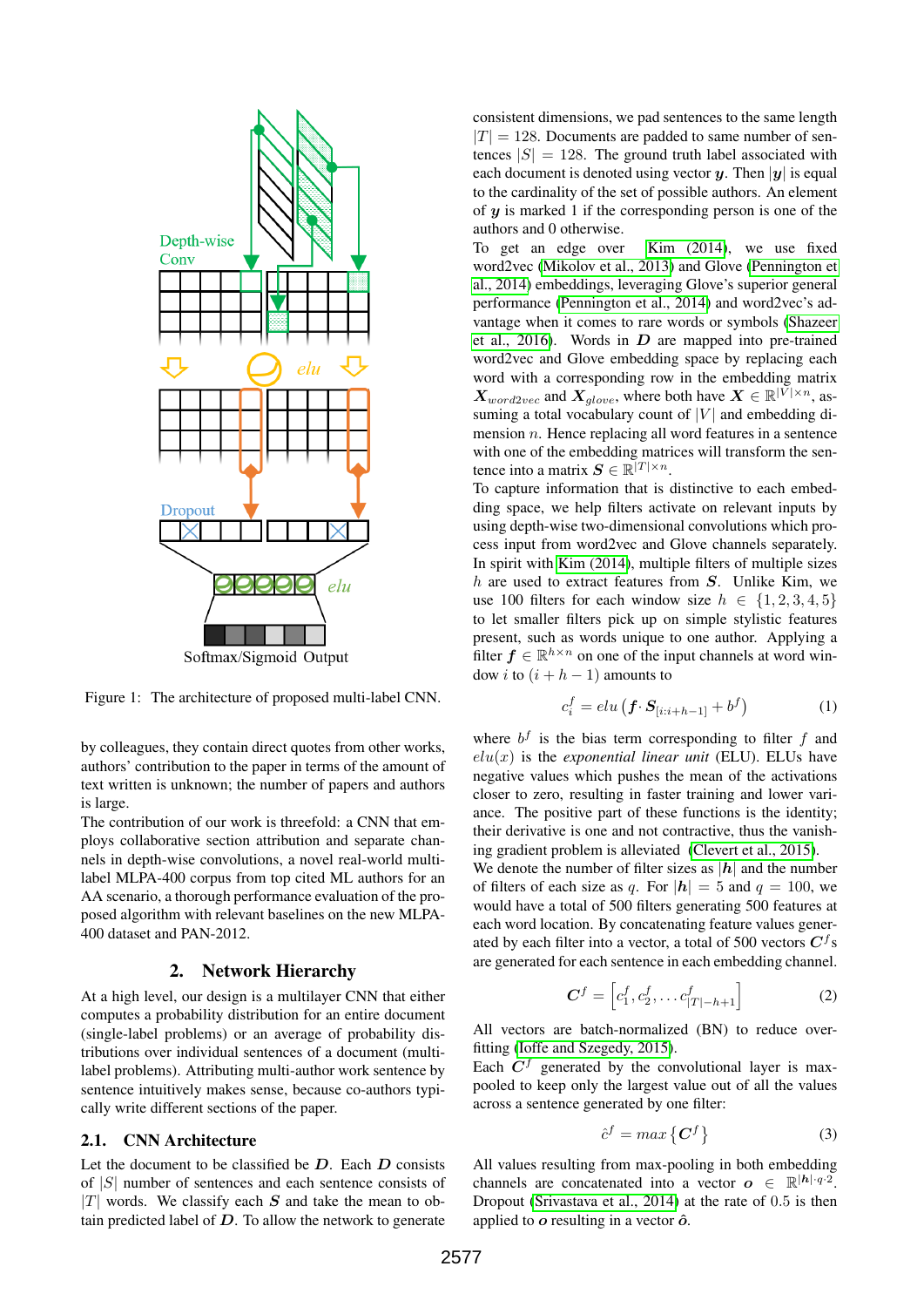Figure 1: The architecture of proposed multi-label CNN.

by colleagues, they contain direct quotes from other works, authors' contribution to the paper in terms of the amount of text written is unknown; the number of papers and authors is large.

The contribution of our work is threefold: a CNN that employs collaborative section attribution and separate channels in depth-wise convolutions, a novel real-world multi-label MLPA-400 corpus from top cited ML authors for an AA scenario, a thorough performance evaluation of the proposed algorithm with relevant baselines on the new MLPA-400 dataset and PAN-2012.

## 2. Network Hierarchy

At a high level, our design is a multilayer CNN that either computes a probability distribution for an entire document (single-label problems) or an average of probability distributions over individual sentences of a document (multi-label problems). Attributing multi-author work sentence by sentence intuitively makes sense, because co-authors typically write different sections of the paper.

### 2.1. CNN Architecture

Let the document to be classified be $\boldsymbol{D}$. Each $\boldsymbol{D}$ consists of $|S|$ number of sentences and each sentence consists of $|T|$ words. We classify each $\boldsymbol{S}$ and take the mean to obtain predicted label of $\boldsymbol{D}$. To allow the network to generate consistent dimensions, we pad sentences to the same length $|T| = 128$. Documents are padded to same number of sentences $|S| = 128$. The ground truth label associated with each document is denoted using vector $\boldsymbol{y}$. Then $|\boldsymbol{y}|$ is equal to the cardinality of the set of possible authors. An element of $\boldsymbol{y}$ is marked 1 if the corresponding person is one of the authors and 0 otherwise.

To get an edge over Kim (2014), we use fixed word2vec (Mikolov et al., 2013) and Glove (Pennington et al., 2014) embeddings, leveraging Glove's superior general performance (Pennington et al., 2014) and word2vec's advantage when it comes to rare words or symbols (Shazeer et al., 2016). Words in $\boldsymbol{D}$ are mapped into pre-trained word2vec and Glove embedding space by replacing each word with a corresponding row in the embedding matrix $\boldsymbol{X}_{word2vec}$ and $\boldsymbol{X}_{glove}$, where both have $\boldsymbol{X} \in \mathbb{R}^{|V| \times n}$, assuming a total vocabulary count of $|V|$ and embedding dimension $n$. Hence replacing all word features in a sentence with one of the embedding matrices will transform the sentence into a matrix $\boldsymbol{S} \in \mathbb{R}^{|T| \times n}$.

To capture information that is distinctive to each embedding space, we help filters activate on relevant inputs by using depth-wise two-dimensional convolutions which process input from word2vec and Glove channels separately. In spirit with Kim (2014), multiple filters of multiple sizes $h$ are used to extract features from $\boldsymbol{S}$. Unlike Kim, we use 100 filters for each window size $h \in \{1, 2, 3, 4, 5\}$ to let smaller filters pick up on simple stylistic features present, such as words unique to one author. Applying a filter $\boldsymbol{f} \in \mathbb{R}^{h \times n}$ on one of the input channels at word window $i$ to $(i + h - 1)$ amounts to

$$c_i^f = elu\left(\boldsymbol{f} \cdot \boldsymbol{S}_{[i:i+h-1]} + b^f\right) \tag{1}$$

where $b^f$ is the bias term corresponding to filter $f$ and $elu(x)$ is the *exponential linear unit* (ELU). ELUs have negative values which pushes the mean of the activations closer to zero, resulting in faster training and lower variance. The positive part of these functions is the identity; their derivative is one and not contractive, thus the vanishing gradient problem is alleviated (Clevert et al., 2015).

We denote the number of filter sizes as $|\boldsymbol{h}|$ and the number of filters of each size as $q$. For $|\boldsymbol{h}| = 5$ and $q = 100$, we would have a total of 500 filters generating 500 features at each word location. By concatenating feature values generated by each filter into a vector, a total of 500 vectors $\boldsymbol{C}^f$s are generated for each sentence in each embedding channel.

$$\boldsymbol{C}^f = \left[c_1^f, c_2^f, \ldots c_{|T|-h+1}^f\right] \tag{2}$$

All vectors are batch-normalized (BN) to reduce overfitting (Ioffe and Szegedy, 2015).

Each $\boldsymbol{C}^f$ generated by the convolutional layer is max-pooled to keep only the largest value out of all the values across a sentence generated by one filter:

$$\hat{c}^f = max\left\{\boldsymbol{C}^f\right\} \tag{3}$$

All values resulting from max-pooling in both embedding channels are concatenated into a vector $\boldsymbol{o} \in \mathbb{R}^{|\boldsymbol{h}| \cdot q \cdot 2}$. Dropout (Srivastava et al., 2014) at the rate of 0.5 is then applied to $\boldsymbol{o}$ resulting in a vector $\hat{\boldsymbol{o}}$.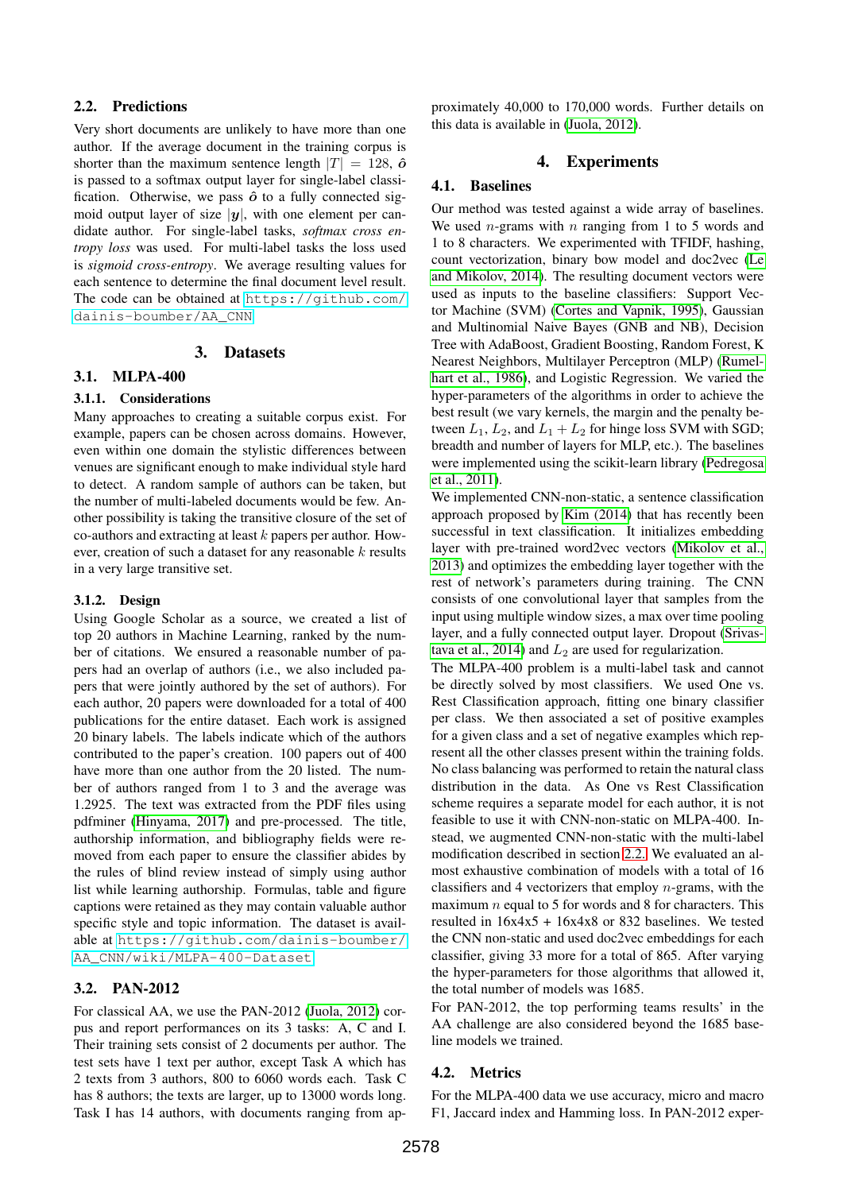### 2.2. Predictions

Very short documents are unlikely to have more than one author. If the average document in the training corpus is shorter than the maximum sentence length $|T| = 128$, $\hat{\boldsymbol{o}}$ is passed to a softmax output layer for single-label classification. Otherwise, we pass $\hat{\boldsymbol{o}}$ to a fully connected sigmoid output layer of size $|\boldsymbol{y}|$, with one element per candidate author. For single-label tasks, *softmax cross entropy loss* was used. For multi-label tasks the loss used is *sigmoid cross-entropy*. We average resulting values for each sentence to determine the final document level result. The code can be obtained at https://github.com/dainis-boumber/AA_CNN.

## 3. Datasets

### 3.1. MLPA-400

#### 3.1.1. Considerations

Many approaches to creating a suitable corpus exist. For example, papers can be chosen across domains. However, even within one domain the stylistic differences between venues are significant enough to make individual style hard to detect. A random sample of authors can be taken, but the number of multi-labeled documents would be few. Another possibility is taking the transitive closure of the set of co-authors and extracting at least $k$ papers per author. However, creation of such a dataset for any reasonable $k$ results in a very large transitive set.

#### 3.1.2. Design

Using Google Scholar as a source, we created a list of top 20 authors in Machine Learning, ranked by the number of citations. We ensured a reasonable number of papers had an overlap of authors (i.e., we also included papers that were jointly authored by the set of authors). For each author, 20 papers were downloaded for a total of 400 publications for the entire dataset. Each work is assigned 20 binary labels. The labels indicate which of the authors contributed to the paper's creation. 100 papers out of 400 have more than one author from the 20 listed. The number of authors ranged from 1 to 3 and the average was 1.2925. The text was extracted from the PDF files using pdfminer (Hinyama, 2017) and pre-processed. The title, authorship information, and bibliography fields were removed from each paper to ensure the classifier abides by the rules of blind review instead of simply using author list while learning authorship. Formulas, table and figure captions were retained as they may contain valuable author specific style and topic information. The dataset is available at https://github.com/dainis-boumber/AA_CNN/wiki/MLPA-400-Dataset.

### 3.2. PAN-2012

For classical AA, we use the PAN-2012 (Juola, 2012) corpus and report performances on its 3 tasks: A, C and I. Their training sets consist of 2 documents per author. The test sets have 1 text per author, except Task A which has 2 texts from 3 authors, 800 to 6060 words each. Task C has 8 authors; the texts are larger, up to 13000 words long. Task I has 14 authors, with documents ranging from approximately 40,000 to 170,000 words. Further details on this data is available in (Juola, 2012).

## 4. Experiments

### 4.1. Baselines

Our method was tested against a wide array of baselines. We used $n$-grams with $n$ ranging from 1 to 5 words and 1 to 8 characters. We experimented with TFIDF, hashing, count vectorization, binary bow model and doc2vec (Le and Mikolov, 2014). The resulting document vectors were used as inputs to the baseline classifiers: Support Vector Machine (SVM) (Cortes and Vapnik, 1995), Gaussian and Multinomial Naive Bayes (GNB and NB), Decision Tree with AdaBoost, Gradient Boosting, Random Forest, K Nearest Neighbors, Multilayer Perceptron (MLP) (Rumelhart et al., 1986), and Logistic Regression. We varied the hyper-parameters of the algorithms in order to achieve the best result (we vary kernels, the margin and the penalty between $L_1$, $L_2$, and $L_1 + L_2$ for hinge loss SVM with SGD; breadth and number of layers for MLP, etc.). The baselines were implemented using the scikit-learn library (Pedregosa et al., 2011).

We implemented CNN-non-static, a sentence classification approach proposed by Kim (2014) that has recently been successful in text classification. It initializes embedding layer with pre-trained word2vec vectors (Mikolov et al., 2013) and optimizes the embedding layer together with the rest of network's parameters during training. The CNN consists of one convolutional layer that samples from the input using multiple window sizes, a max over time pooling layer, and a fully connected output layer. Dropout (Srivastava et al., 2014) and $L_2$ are used for regularization.

The MLPA-400 problem is a multi-label task and cannot be directly solved by most classifiers. We used One vs. Rest Classification approach, fitting one binary classifier per class. We then associated a set of positive examples for a given class and a set of negative examples which represent all the other classes present within the training folds. No class balancing was performed to retain the natural class distribution in the data. As One vs Rest Classification scheme requires a separate model for each author, it is not feasible to use it with CNN-non-static on MLPA-400. Instead, we augmented CNN-non-static with the multi-label modification described in section 2.2. We evaluated an almost exhaustive combination of models with a total of 16 classifiers and 4 vectorizers that employ $n$-grams, with the maximum $n$ equal to 5 for words and 8 for characters. This resulted in 16x4x5 + 16x4x8 or 832 baselines. We tested the CNN non-static and used doc2vec embeddings for each classifier, giving 33 more for a total of 865. After varying the hyper-parameters for those algorithms that allowed it, the total number of models was 1685.

For PAN-2012, the top performing teams results' in the AA challenge are also considered beyond the 1685 baseline models we trained.

### 4.2. Metrics

For the MLPA-400 data we use accuracy, micro and macro F1, Jaccard index and Hamming loss. In PAN-2012 exper-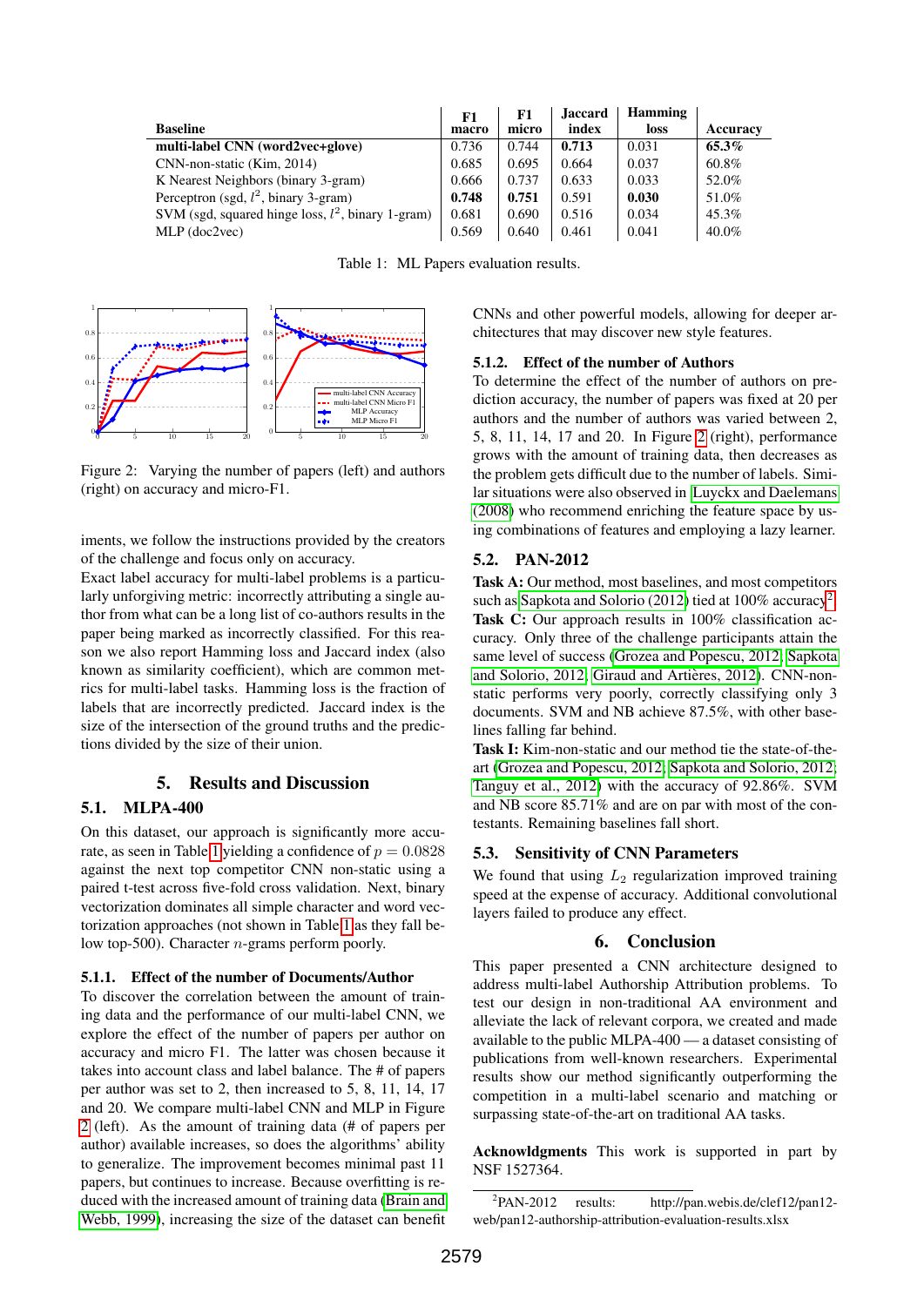| Baseline | F1 macro | F1 micro | Jaccard index | Hamming loss | Accuracy |
|---|---|---|---|---|---|
| **multi-label CNN (word2vec+glove)** | 0.736 | 0.744 | **0.713** | 0.031 | **65.3%** |
| CNN-non-static (Kim, 2014) | 0.685 | 0.695 | 0.664 | 0.037 | 60.8% |
| K Nearest Neighbors (binary 3-gram) | 0.666 | 0.737 | 0.633 | 0.033 | 52.0% |
| Perceptron (sgd, $l^2$, binary 3-gram) | **0.748** | **0.751** | 0.591 | **0.030** | 51.0% |
| SVM (sgd, squared hinge loss, $l^2$, binary 1-gram) | 0.681 | 0.690 | 0.516 | 0.034 | 45.3% |
| MLP (doc2vec) | 0.569 | 0.640 | 0.461 | 0.041 | 40.0% |

Table 1: ML Papers evaluation results.

Figure 2: Varying the number of papers (left) and authors (right) on accuracy and micro-F1.

iments, we follow the instructions provided by the creators of the challenge and focus only on accuracy.

Exact label accuracy for multi-label problems is a particularly unforgiving metric: incorrectly attributing a single author from what can be a long list of co-authors results in the paper being marked as incorrectly classified. For this reason we also report Hamming loss and Jaccard index (also known as similarity coefficient), which are common metrics for multi-label tasks. Hamming loss is the fraction of labels that are incorrectly predicted. Jaccard index is the size of the intersection of the ground truths and the predictions divided by the size of their union.

## 5. Results and Discussion

### 5.1. MLPA-400

On this dataset, our approach is significantly more accurate, as seen in Table 1 yielding a confidence of $p = 0.0828$ against the next top competitor CNN non-static using a paired t-test across five-fold cross validation. Next, binary vectorization dominates all simple character and word vectorization approaches (not shown in Table 1 as they fall below top-500). Character $n$-grams perform poorly.

#### 5.1.1. Effect of the number of Documents/Author

To discover the correlation between the amount of training data and the performance of our multi-label CNN, we explore the effect of the number of papers per author on accuracy and micro F1. The latter was chosen because it takes into account class and label balance. The # of papers per author was set to 2, then increased to 5, 8, 11, 14, 17 and 20. We compare multi-label CNN and MLP in Figure 2 (left). As the amount of training data (# of papers per author) available increases, so does the algorithms' ability to generalize. The improvement becomes minimal past 11 papers, but continues to increase. Because overfitting is reduced with the increased amount of training data (Brain and Webb, 1999), increasing the size of the dataset can benefit CNNs and other powerful models, allowing for deeper architectures that may discover new style features.

#### 5.1.2. Effect of the number of Authors

To determine the effect of the number of authors on prediction accuracy, the number of papers was fixed at 20 per authors and the number of authors was varied between 2, 5, 8, 11, 14, 17 and 20. In Figure 2 (right), performance grows with the amount of training data, then decreases as the problem gets difficult due to the number of labels. Similar situations were also observed in Luyckx and Daelemans (2008) who recommend enriching the feature space by using combinations of features and employing a lazy learner.

### 5.2. PAN-2012

**Task A:** Our method, most baselines, and most competitors such as Sapkota and Solorio (2012) tied at 100% accuracy[2].

**Task C:** Our approach results in 100% classification accuracy. Only three of the challenge participants attain the same level of success (Grozea and Popescu, 2012; Sapkota and Solorio, 2012; Giraud and Artières, 2012). CNN-non-static performs very poorly, correctly classifying only 3 documents. SVM and NB achieve 87.5%, with other baselines falling far behind.

**Task I:** Kim-non-static and our method tie the state-of-the-art (Grozea and Popescu, 2012; Sapkota and Solorio, 2012; Tanguy et al., 2012) with the accuracy of 92.86%. SVM and NB score 85.71% and are on par with most of the contestants. Remaining baselines fall short.

### 5.3. Sensitivity of CNN Parameters

We found that using $L_2$ regularization improved training speed at the expense of accuracy. Additional convolutional layers failed to produce any effect.

## 6. Conclusion

This paper presented a CNN architecture designed to address multi-label Authorship Attribution problems. To test our design in non-traditional AA environment and alleviate the lack of relevant corpora, we created and made available to the public MLPA-400 — a dataset consisting of publications from well-known researchers. Experimental results show our method significantly outperforming the competition in a multi-label scenario and matching or surpassing state-of-the-art on traditional AA tasks.

**Acknowldgments** This work is supported in part by NSF 1527364.

[2]PAN-2012 results: http://pan.webis.de/clef12/pan12-web/pan12-authorship-attribution-evaluation-results.xlsx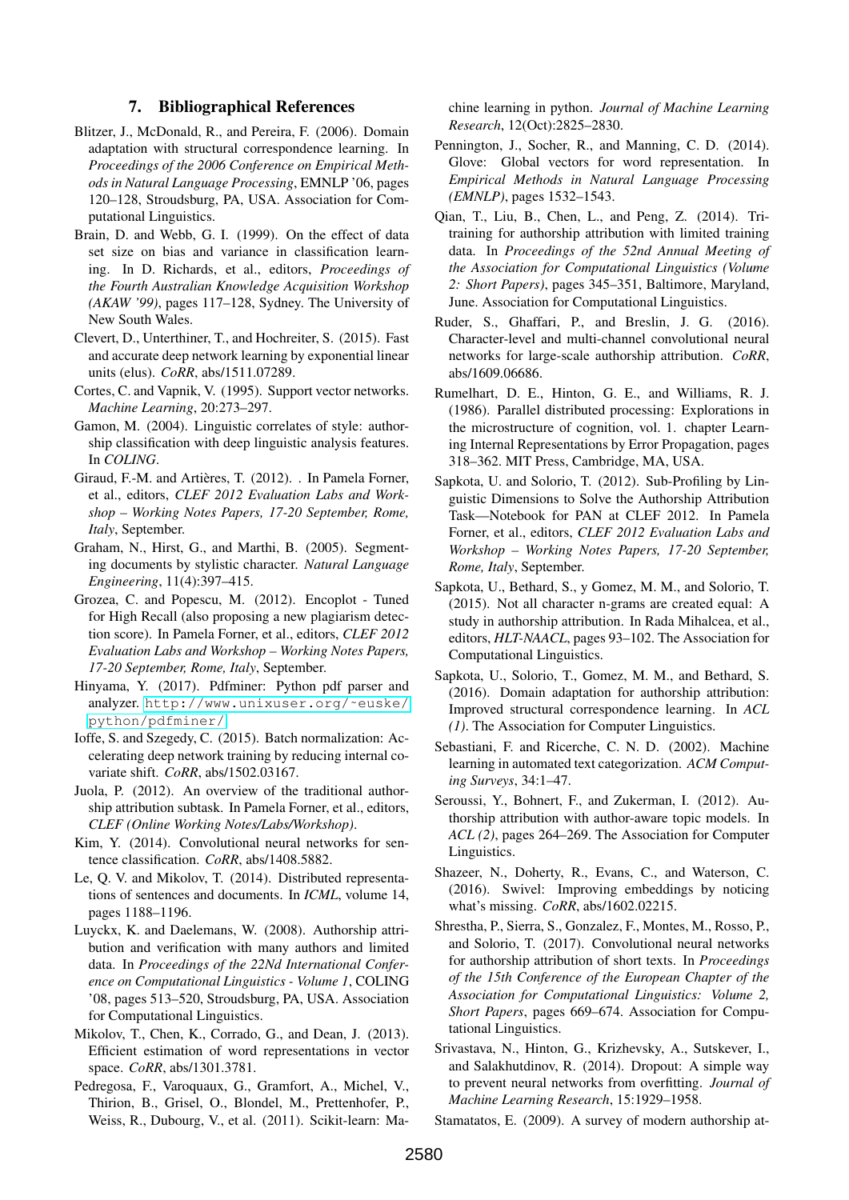## 7. Bibliographical References

Blitzer, J., McDonald, R., and Pereira, F. (2006). Domain adaptation with structural correspondence learning. In *Proceedings of the 2006 Conference on Empirical Methods in Natural Language Processing*, EMNLP '06, pages 120–128, Stroudsburg, PA, USA. Association for Computational Linguistics.

Brain, D. and Webb, G. I. (1999). On the effect of data set size on bias and variance in classification learning. In D. Richards, et al., editors, *Proceedings of the Fourth Australian Knowledge Acquisition Workshop (AKAW '99)*, pages 117–128, Sydney. The University of New South Wales.

Clevert, D., Unterthiner, T., and Hochreiter, S. (2015). Fast and accurate deep network learning by exponential linear units (elus). *CoRR*, abs/1511.07289.

Cortes, C. and Vapnik, V. (1995). Support vector networks. *Machine Learning*, 20:273–297.

Gamon, M. (2004). Linguistic correlates of style: authorship classification with deep linguistic analysis features. In *COLING*.

Giraud, F.-M. and Artières, T. (2012). . In Pamela Forner, et al., editors, *CLEF 2012 Evaluation Labs and Workshop – Working Notes Papers, 17-20 September, Rome, Italy*, September.

Graham, N., Hirst, G., and Marthi, B. (2005). Segmenting documents by stylistic character. *Natural Language Engineering*, 11(4):397–415.

Grozea, C. and Popescu, M. (2012). Encoplot - Tuned for High Recall (also proposing a new plagiarism detection score). In Pamela Forner, et al., editors, *CLEF 2012 Evaluation Labs and Workshop – Working Notes Papers, 17-20 September, Rome, Italy*, September.

Hinyama, Y. (2017). Pdfminer: Python pdf parser and analyzer. http://www.unixuser.org/~euske/python/pdfminer/.

Ioffe, S. and Szegedy, C. (2015). Batch normalization: Accelerating deep network training by reducing internal covariate shift. *CoRR*, abs/1502.03167.

Juola, P. (2012). An overview of the traditional authorship attribution subtask. In Pamela Forner, et al., editors, *CLEF (Online Working Notes/Labs/Workshop)*.

Kim, Y. (2014). Convolutional neural networks for sentence classification. *CoRR*, abs/1408.5882.

Le, Q. V. and Mikolov, T. (2014). Distributed representations of sentences and documents. In *ICML*, volume 14, pages 1188–1196.

Luyckx, K. and Daelemans, W. (2008). Authorship attribution and verification with many authors and limited data. In *Proceedings of the 22Nd International Conference on Computational Linguistics - Volume 1*, COLING '08, pages 513–520, Stroudsburg, PA, USA. Association for Computational Linguistics.

Mikolov, T., Chen, K., Corrado, G., and Dean, J. (2013). Efficient estimation of word representations in vector space. *CoRR*, abs/1301.3781.

Pedregosa, F., Varoquaux, G., Gramfort, A., Michel, V., Thirion, B., Grisel, O., Blondel, M., Prettenhofer, P., Weiss, R., Dubourg, V., et al. (2011). Scikit-learn: Machine learning in python. *Journal of Machine Learning Research*, 12(Oct):2825–2830.

Pennington, J., Socher, R., and Manning, C. D. (2014). Glove: Global vectors for word representation. In *Empirical Methods in Natural Language Processing (EMNLP)*, pages 1532–1543.

Qian, T., Liu, B., Chen, L., and Peng, Z. (2014). Tri-training for authorship attribution with limited training data. In *Proceedings of the 52nd Annual Meeting of the Association for Computational Linguistics (Volume 2: Short Papers)*, pages 345–351, Baltimore, Maryland, June. Association for Computational Linguistics.

Ruder, S., Ghaffari, P., and Breslin, J. G. (2016). Character-level and multi-channel convolutional neural networks for large-scale authorship attribution. *CoRR*, abs/1609.06686.

Rumelhart, D. E., Hinton, G. E., and Williams, R. J. (1986). Parallel distributed processing: Explorations in the microstructure of cognition, vol. 1. chapter Learning Internal Representations by Error Propagation, pages 318–362. MIT Press, Cambridge, MA, USA.

Sapkota, U. and Solorio, T. (2012). Sub-Profiling by Linguistic Dimensions to Solve the Authorship Attribution Task—Notebook for PAN at CLEF 2012. In Pamela Forner, et al., editors, *CLEF 2012 Evaluation Labs and Workshop – Working Notes Papers, 17-20 September, Rome, Italy*, September.

Sapkota, U., Bethard, S., y Gomez, M. M., and Solorio, T. (2015). Not all character n-grams are created equal: A study in authorship attribution. In Rada Mihalcea, et al., editors, *HLT-NAACL*, pages 93–102. The Association for Computational Linguistics.

Sapkota, U., Solorio, T., Gomez, M. M., and Bethard, S. (2016). Domain adaptation for authorship attribution: Improved structural correspondence learning. In *ACL (1)*. The Association for Computer Linguistics.

Sebastiani, F. and Ricerche, C. N. D. (2002). Machine learning in automated text categorization. *ACM Computing Surveys*, 34:1–47.

Seroussi, Y., Bohnert, F., and Zukerman, I. (2012). Authorship attribution with author-aware topic models. In *ACL (2)*, pages 264–269. The Association for Computer Linguistics.

Shazeer, N., Doherty, R., Evans, C., and Waterson, C. (2016). Swivel: Improving embeddings by noticing what's missing. *CoRR*, abs/1602.02215.

Shrestha, P., Sierra, S., Gonzalez, F., Montes, M., Rosso, P., and Solorio, T. (2017). Convolutional neural networks for authorship attribution of short texts. In *Proceedings of the 15th Conference of the European Chapter of the Association for Computational Linguistics: Volume 2, Short Papers*, pages 669–674. Association for Computational Linguistics.

Srivastava, N., Hinton, G., Krizhevsky, A., Sutskever, I., and Salakhutdinov, R. (2014). Dropout: A simple way to prevent neural networks from overfitting. *Journal of Machine Learning Research*, 15:1929–1958.

Stamatatos, E. (2009). A survey of modern authorship at-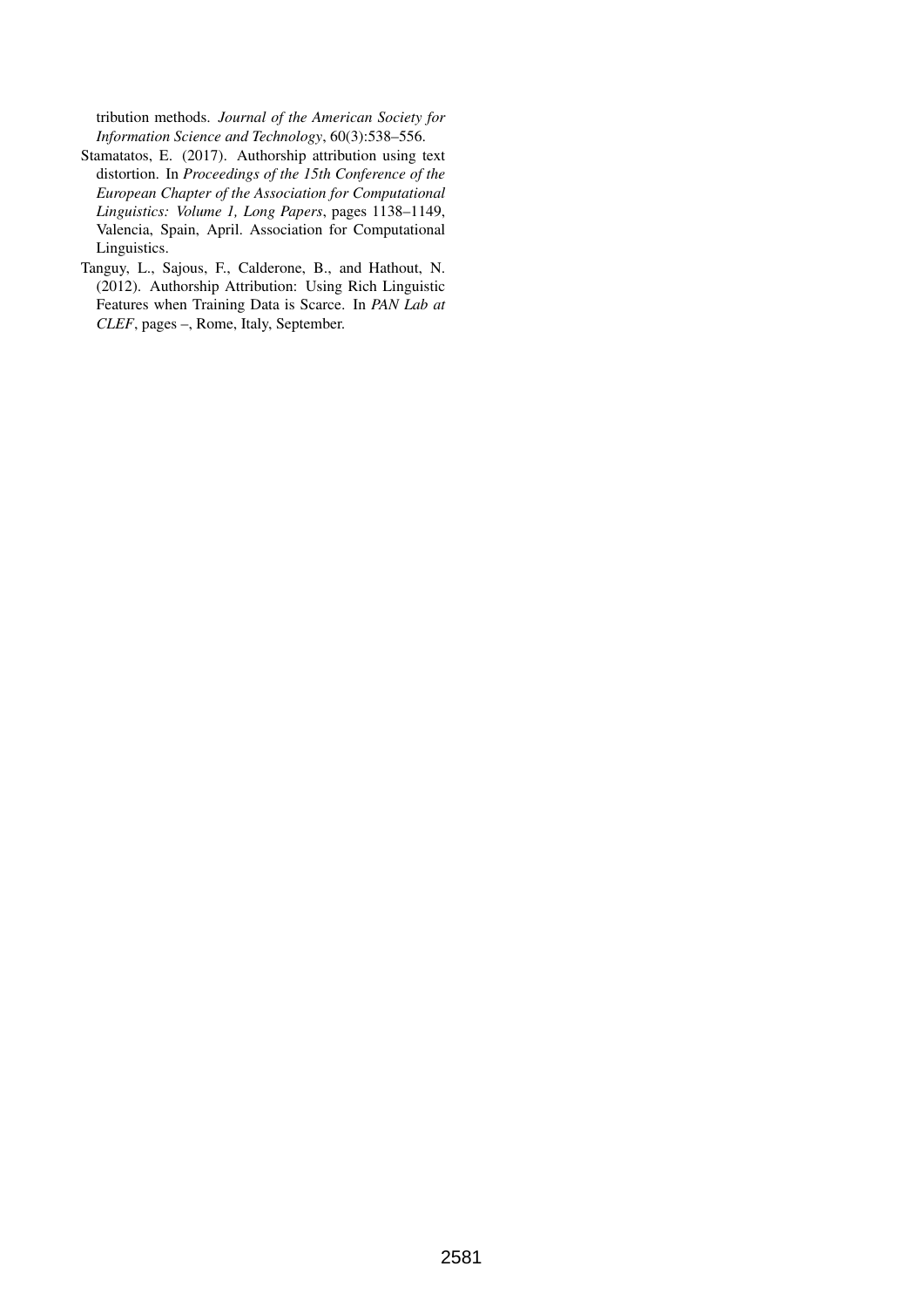tribution methods. *Journal of the American Society for Information Science and Technology*, 60(3):538–556.

Stamatatos, E. (2017). Authorship attribution using text distortion. In *Proceedings of the 15th Conference of the European Chapter of the Association for Computational Linguistics: Volume 1, Long Papers*, pages 1138–1149, Valencia, Spain, April. Association for Computational Linguistics.

Tanguy, L., Sajous, F., Calderone, B., and Hathout, N. (2012). Authorship Attribution: Using Rich Linguistic Features when Training Data is Scarce. In *PAN Lab at CLEF*, pages –, Rome, Italy, September.